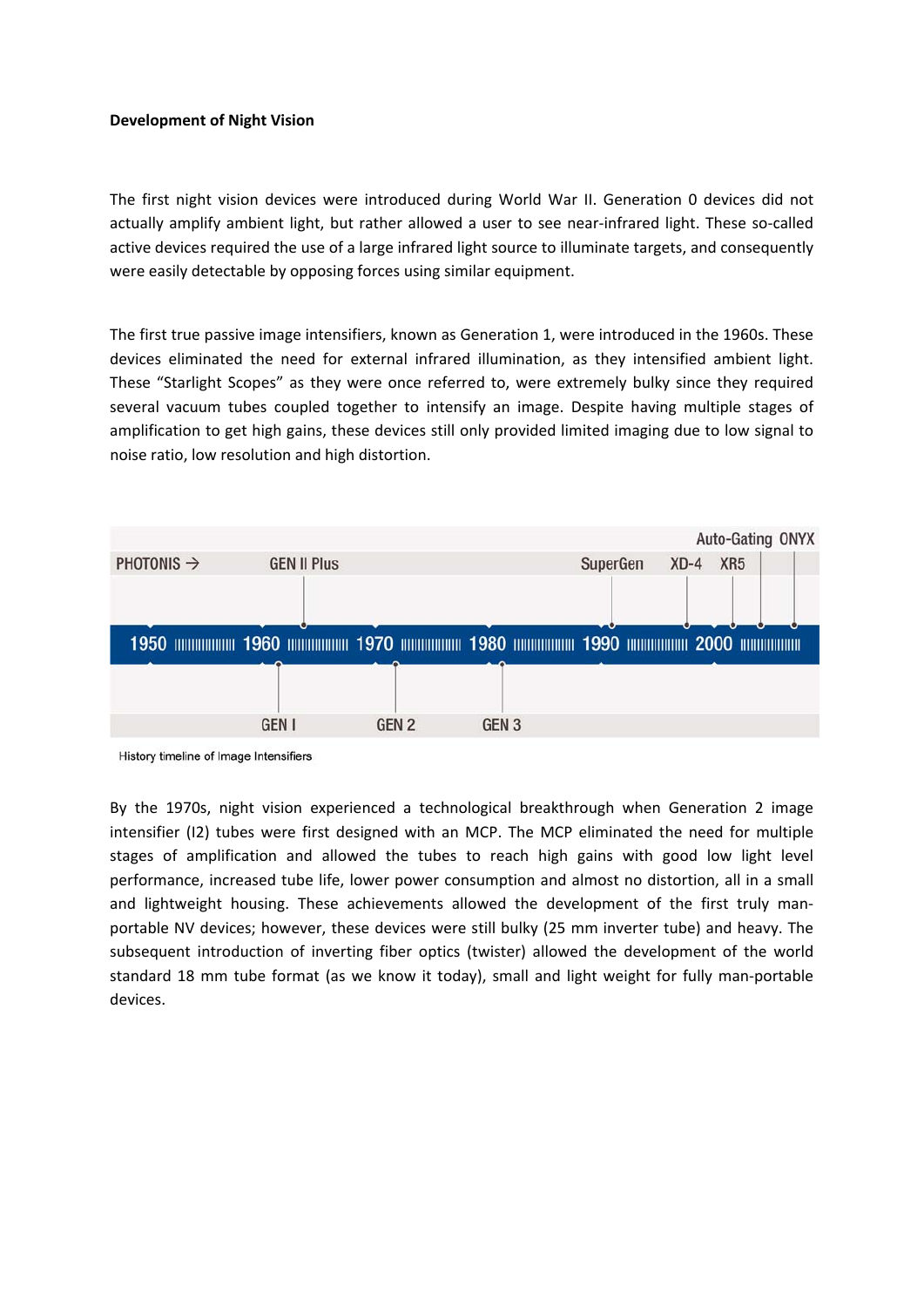**Development of Night Vision**

The first night vision devices were introduced during World War II. Generation 0 devices did not actually amplify ambient light, but rather allowed a user to see near-infrared light. These so-called active devices required the use of a large infrared light source to illuminate targets, and consequently were easily detectable by opposing forces using similar equipment.

The first true passive image intensifiers, known as Generation 1, were introduced in the 1960s. These devices eliminated the need for external infrared illumination, as they intensified ambient light. These “Starlight Scopes” as they were once referred to, were extremely bulky since they required several vacuum tubes coupled together to intensify an image. Despite having multiple stages of amplification to get high gains, these devices still only provided limited imaging due to low signal to noise ratio, low resolution and high distortion.

PHOTONIS → GEN II Plus, SuperGen, XD-4, XR5, Auto-Gating, ONYX

1950 1960 1970 1980 1990 2000

GEN I, GEN 2, GEN 3

History timeline of Image Intensifiers

By the 1970s, night vision experienced a technological breakthrough when Generation 2 image intensifier (I2) tubes were first designed with an MCP. The MCP eliminated the need for multiple stages of amplification and allowed the tubes to reach high gains with good low light level performance, increased tube life, lower power consumption and almost no distortion, all in a small and lightweight housing. These achievements allowed the development of the first truly man-portable NV devices; however, these devices were still bulky (25 mm inverter tube) and heavy. The subsequent introduction of inverting fiber optics (twister) allowed the development of the world standard 18 mm tube format (as we know it today), small and light weight for fully man-portable devices.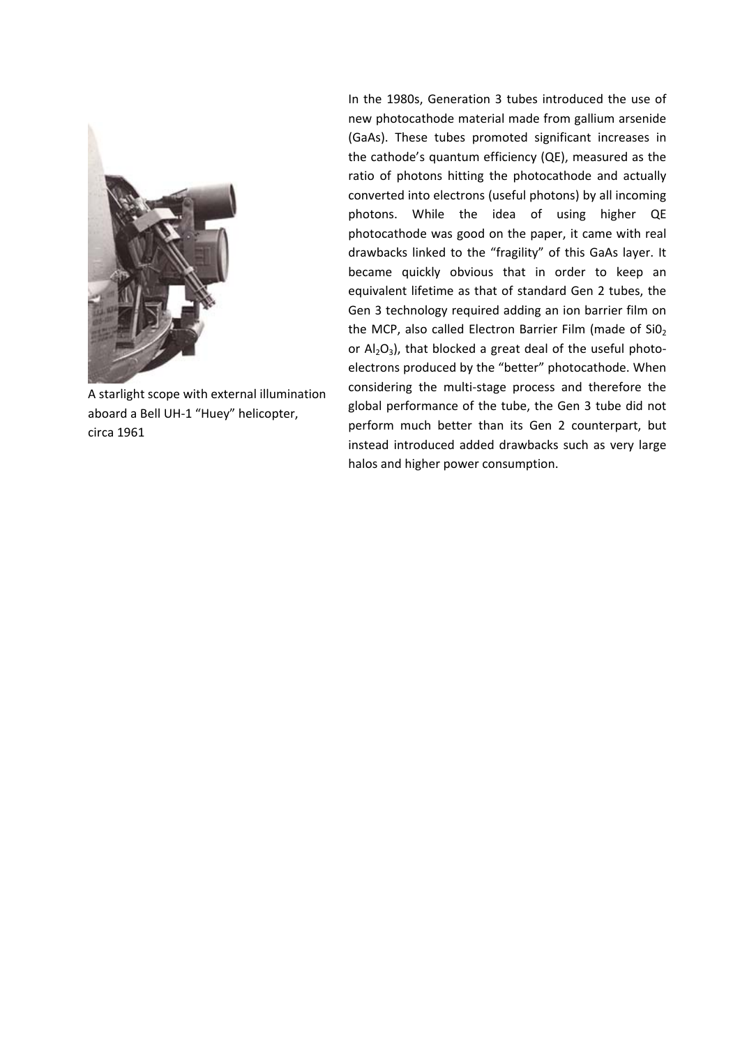A starlight scope with external illumination aboard a Bell UH-1 "Huey" helicopter, circa 1961

In the 1980s, Generation 3 tubes introduced the use of new photocathode material made from gallium arsenide (GaAs). These tubes promoted significant increases in the cathode's quantum efficiency (QE), measured as the ratio of photons hitting the photocathode and actually converted into electrons (useful photons) by all incoming photons. While the idea of using higher QE photocathode was good on the paper, it came with real drawbacks linked to the "fragility" of this GaAs layer. It became quickly obvious that in order to keep an equivalent lifetime as that of standard Gen 2 tubes, the Gen 3 technology required adding an ion barrier film on the MCP, also called Electron Barrier Film (made of $Si0_2$ or $Al_2O_3$), that blocked a great deal of the useful photo-electrons produced by the "better" photocathode. When considering the multi-stage process and therefore the global performance of the tube, the Gen 3 tube did not perform much better than its Gen 2 counterpart, but instead introduced added drawbacks such as very large halos and higher power consumption.